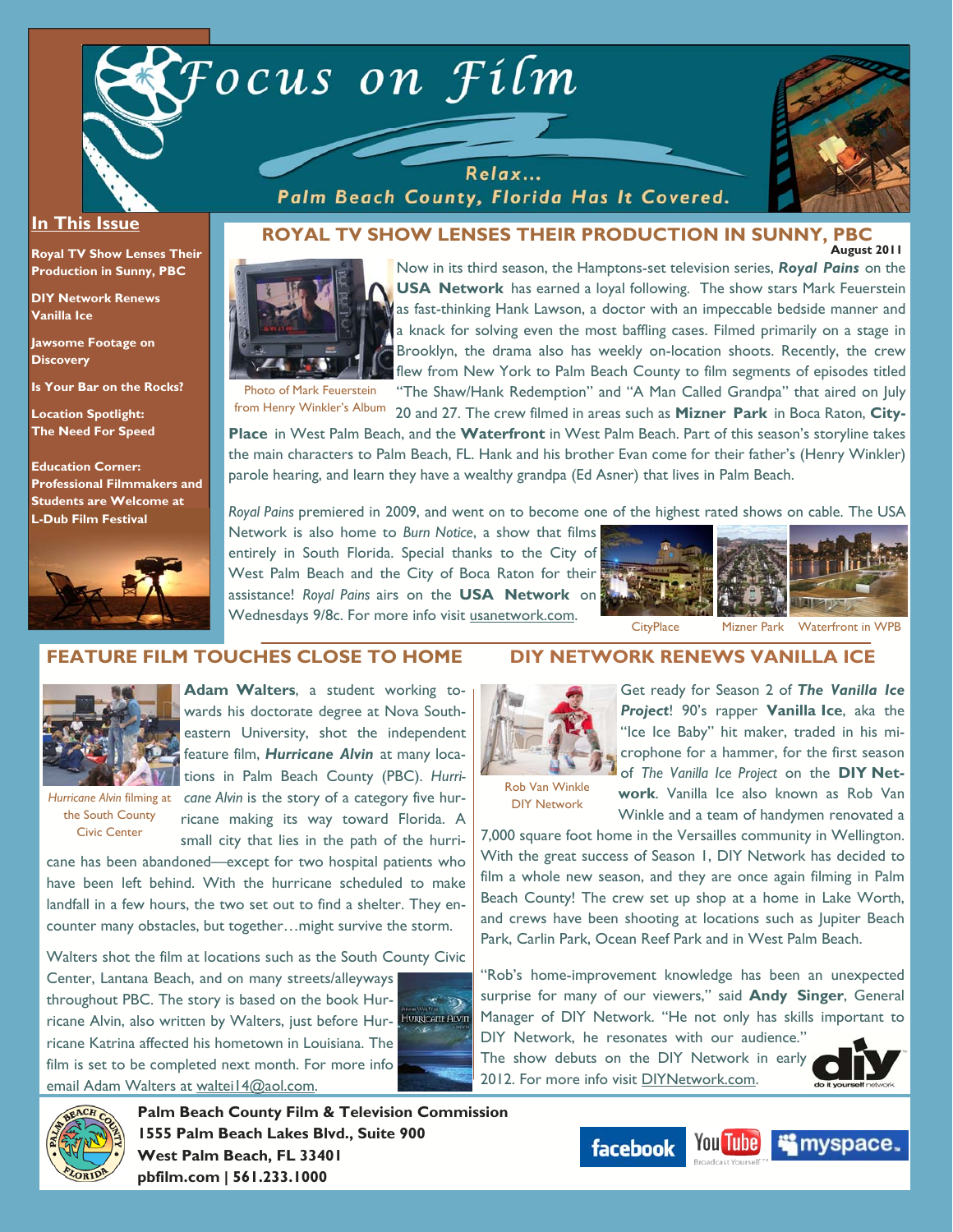# Focus on Film

Relax... Palm Beach County, Florida Has It Covered.

## In This Issue

- Royal TV Show Lenses Their Production in Sunny, PBC
- DIY Network Renews Vanilla Ice
- Jawsome Footage on Discovery
- Is Your Bar on the Rocks?
- Location Spotlight: The Need For Speed
- Education Corner: Professional Filmmakers and Students are Welcome at L-Dub Film Festival

## ROYAL TV SHOW LENSES THEIR PRODUCTION IN SUNNY, PBC

**August 2011**

Photo of Mark Feuerstein from Henry Winkler's Album

Now in its third season, the Hamptons-set television series, ***Royal Pains*** on the **USA Network** has earned a loyal following. The show stars Mark Feuerstein as fast-thinking Hank Lawson, a doctor with an impeccable bedside manner and a knack for solving even the most baffling cases. Filmed primarily on a stage in Brooklyn, the drama also has weekly on-location shoots. Recently, the crew flew from New York to Palm Beach County to film segments of episodes titled "The Shaw/Hank Redemption" and "A Man Called Grandpa" that aired on July 20 and 27. The crew filmed in areas such as **Mizner Park** in Boca Raton, **CityPlace** in West Palm Beach, and the **Waterfront** in West Palm Beach. Part of this season's storyline takes the main characters to Palm Beach, FL. Hank and his brother Evan come for their father's (Henry Winkler) parole hearing, and learn they have a wealthy grandpa (Ed Asner) that lives in Palm Beach.

*Royal Pains* premiered in 2009, and went on to become one of the highest rated shows on cable. The USA Network is also home to *Burn Notice*, a show that films entirely in South Florida. Special thanks to the City of West Palm Beach and the City of Boca Raton for their assistance! *Royal Pains* airs on the **USA Network** on Wednesdays 9/8c. For more info visit usanetwork.com.

CityPlace | Mizner Park | Waterfront in WPB

## FEATURE FILM TOUCHES CLOSE TO HOME

*Hurricane Alvin* filming at the South County Civic Center

**Adam Walters**, a student working towards his doctorate degree at Nova Southeastern University, shot the independent feature film, ***Hurricane Alvin*** at many locations in Palm Beach County (PBC). *Hurricane Alvin* is the story of a category five hurricane making its way toward Florida. A small city that lies in the path of the hurricane has been abandoned—except for two hospital patients who have been left behind. With the hurricane scheduled to make landfall in a few hours, the two set out to find a shelter. They encounter many obstacles, but together…might survive the storm.

Walters shot the film at locations such as the South County Civic Center, Lantana Beach, and on many streets/alleyways throughout PBC. The story is based on the book Hurricane Alvin, also written by Walters, just before Hurricane Katrina affected his hometown in Louisiana. The film is set to be completed next month. For more info email Adam Walters at waltei14@aol.com.

## DIY NETWORK RENEWS VANILLA ICE

Rob Van Winkle DIY Network

Get ready for Season 2 of ***The Vanilla Ice Project***! 90's rapper **Vanilla Ice**, aka the "Ice Ice Baby" hit maker, traded in his microphone for a hammer, for the first season of *The Vanilla Ice Project* on the **DIY Network**. Vanilla Ice also known as Rob Van Winkle and a team of handymen renovated a 7,000 square foot home in the Versailles community in Wellington. With the great success of Season 1, DIY Network has decided to film a whole new season, and they are once again filming in Palm Beach County! The crew set up shop at a home in Lake Worth, and crews have been shooting at locations such as Jupiter Beach Park, Carlin Park, Ocean Reef Park and in West Palm Beach.

"Rob's home-improvement knowledge has been an unexpected surprise for many of our viewers," said **Andy Singer**, General Manager of DIY Network. "He not only has skills important to DIY Network, he resonates with our audience." The show debuts on the DIY Network in early 2012. For more info visit DIYNetwork.com.

**Palm Beach County Film & Television Commission**
**1555 Palm Beach Lakes Blvd., Suite 900**
**West Palm Beach, FL 33401**
**pbfilm.com | 561.233.1000**

facebook | YouTube | myspace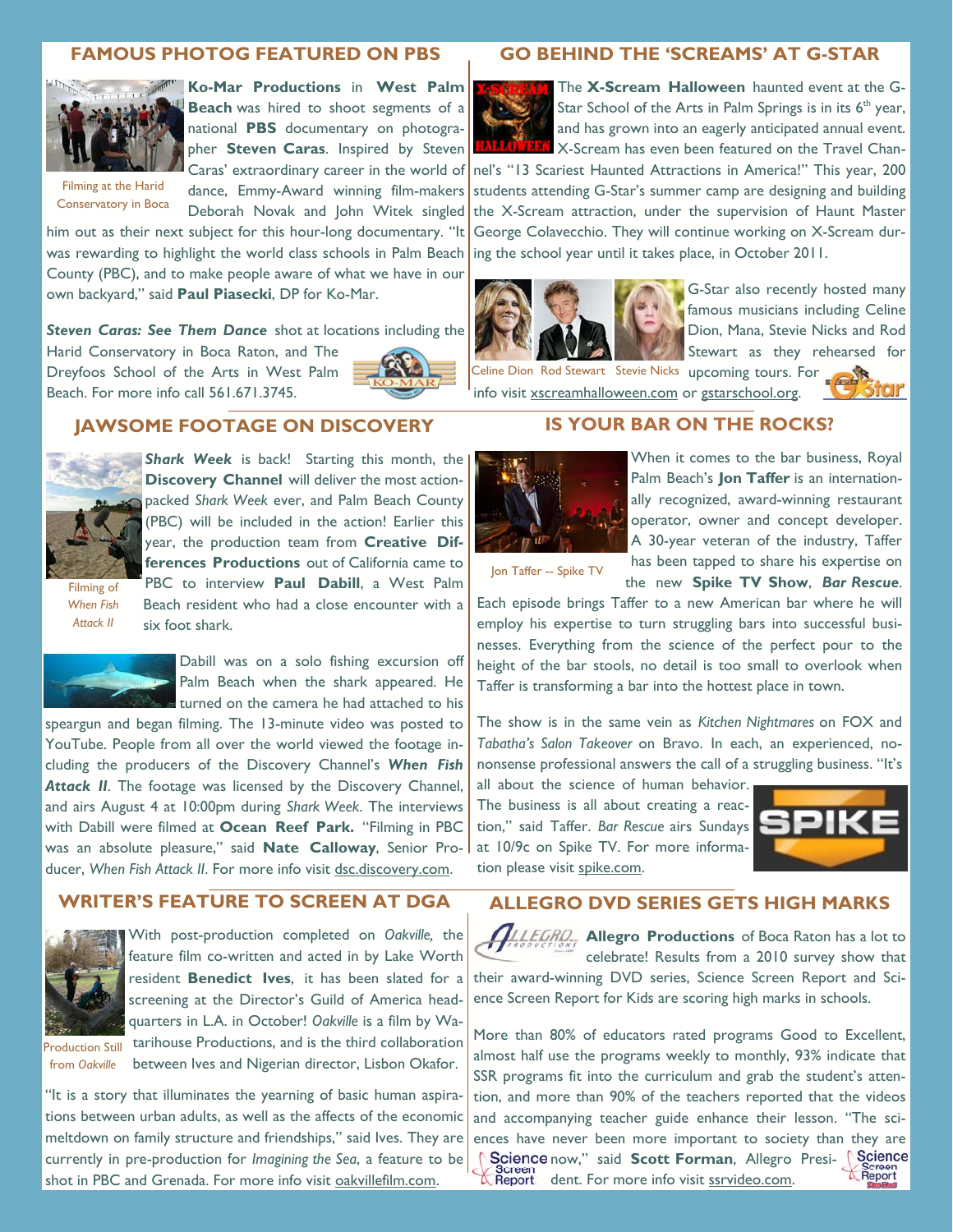## FAMOUS PHOTOG FEATURED ON PBS

Filming at the Harid Conservatory in Boca

**Ko-Mar Productions** in **West Palm Beach** was hired to shoot segments of a national **PBS** documentary on photographer **Steven Caras**. Inspired by Steven Caras' extraordinary career in the world of dance, Emmy-Award winning film-makers Deborah Novak and John Witek singled him out as their next subject for this hour-long documentary. "It was rewarding to highlight the world class schools in Palm Beach County (PBC), and to make people aware of what we have in our own backyard," said **Paul Piasecki**, DP for Ko-Mar.

***Steven Caras: See Them Dance*** shot at locations including the Harid Conservatory in Boca Raton, and The Dreyfoos School of the Arts in West Palm Beach. For more info call 561.671.3745.

## GO BEHIND THE 'SCREAMS' AT G-STAR

The **X-Scream Halloween** haunted event at the G-Star School of the Arts in Palm Springs is in its 6th year, and has grown into an eagerly anticipated annual event. X-Scream has even been featured on the Travel Channel's "13 Scariest Haunted Attractions in America!" This year, 200 students attending G-Star's summer camp are designing and building the X-Scream attraction, under the supervision of Haunt Master George Colavecchio. They will continue working on X-Scream during the school year until it takes place, in October 2011.

Celine Dion Rod Stewart Stevie Nicks

G-Star also recently hosted many famous musicians including Celine Dion, Mana, Stevie Nicks and Rod Stewart as they rehearsed for upcoming tours. For info visit xscreamhalloween.com or gstarschool.org.

## JAWSOME FOOTAGE ON DISCOVERY

Filming of *When Fish Attack II*

***Shark Week*** is back! Starting this month, the **Discovery Channel** will deliver the most action-packed *Shark Week* ever, and Palm Beach County (PBC) will be included in the action! Earlier this year, the production team from **Creative Differences Productions** out of California came to PBC to interview **Paul Dabill**, a West Palm Beach resident who had a close encounter with a six foot shark.

Dabill was on a solo fishing excursion off Palm Beach when the shark appeared. He turned on the camera he had attached to his speargun and began filming. The 13-minute video was posted to YouTube. People from all over the world viewed the footage including the producers of the Discovery Channel's ***When Fish Attack II***. The footage was licensed by the Discovery Channel, and airs August 4 at 10:00pm during *Shark Week*. The interviews with Dabill were filmed at **Ocean Reef Park.** "Filming in PBC was an absolute pleasure," said **Nate Calloway**, Senior Producer, *When Fish Attack II*. For more info visit dsc.discovery.com.

## IS YOUR BAR ON THE ROCKS?

Jon Taffer -- Spike TV

When it comes to the bar business, Royal Palm Beach's **Jon Taffer** is an internationally recognized, award-winning restaurant operator, owner and concept developer. A 30-year veteran of the industry, Taffer has been tapped to share his expertise on the new **Spike TV Show**, ***Bar Rescue***. Each episode brings Taffer to a new American bar where he will employ his expertise to turn struggling bars into successful businesses. Everything from the science of the perfect pour to the height of the bar stools, no detail is too small to overlook when Taffer is transforming a bar into the hottest place in town.

The show is in the same vein as *Kitchen Nightmares* on FOX and *Tabatha's Salon Takeover* on Bravo. In each, an experienced, no-nonsense professional answers the call of a struggling business. "It's all about the science of human behavior. The business is all about creating a reaction," said Taffer. *Bar Rescue* airs Sundays at 10/9c on Spike TV. For more information please visit spike.com.

## WRITER'S FEATURE TO SCREEN AT DGA

Production Still from *Oakville*

With post-production completed on *Oakville,* the feature film co-written and acted in by Lake Worth resident **Benedict Ives**, it has been slated for a screening at the Director's Guild of America headquarters in L.A. in October! *Oakville* is a film by Watarihouse Productions, and is the third collaboration between Ives and Nigerian director, Lisbon Okafor.

"It is a story that illuminates the yearning of basic human aspirations between urban adults, as well as the affects of the economic meltdown on family structure and friendships," said Ives. They are currently in pre-production for *Imagining the Sea*, a feature to be shot in PBC and Grenada. For more info visit oakvillefilm.com.

## ALLEGRO DVD SERIES GETS HIGH MARKS

**Allegro Productions** of Boca Raton has a lot to celebrate! Results from a 2010 survey show that their award-winning DVD series, Science Screen Report and Science Screen Report for Kids are scoring high marks in schools.

More than 80% of educators rated programs Good to Excellent, almost half use the programs weekly to monthly, 93% indicate that SSR programs fit into the curriculum and grab the student's attention, and more than 90% of the teachers reported that the videos and accompanying teacher guide enhance their lesson. "The sciences have never been more important to society than they are now," said **Scott Forman**, Allegro President. For more info visit ssrvideo.com.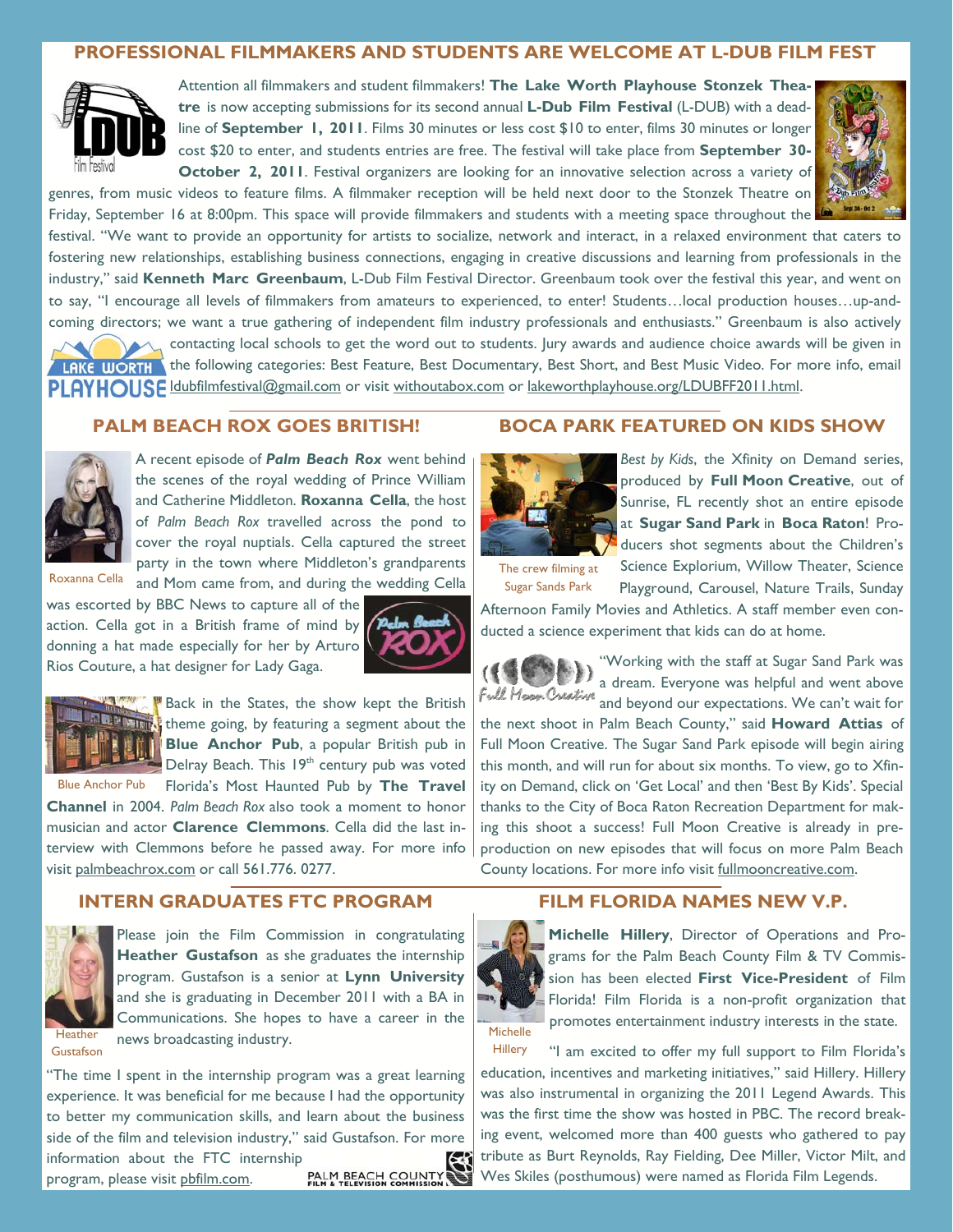## PROFESSIONAL FILMMAKERS AND STUDENTS ARE WELCOME AT L-DUB FILM FEST

Attention all filmmakers and student filmmakers! **The Lake Worth Playhouse Stonzek Theatre** is now accepting submissions for its second annual **L-Dub Film Festival** (L-DUB) with a deadline of **September 1, 2011**. Films 30 minutes or less cost $10 to enter, films 30 minutes or longer cost $20 to enter, and students entries are free. The festival will take place from **September 30-October 2, 2011**. Festival organizers are looking for an innovative selection across a variety of genres, from music videos to feature films. A filmmaker reception will be held next door to the Stonzek Theatre on Friday, September 16 at 8:00pm. This space will provide filmmakers and students with a meeting space throughout the festival. "We want to provide an opportunity for artists to socialize, network and interact, in a relaxed environment that caters to fostering new relationships, establishing business connections, engaging in creative discussions and learning from professionals in the industry," said **Kenneth Marc Greenbaum**, L-Dub Film Festival Director. Greenbaum took over the festival this year, and went on to say, "I encourage all levels of filmmakers from amateurs to experienced, to enter! Students…local production houses…up-and-coming directors; we want a true gathering of independent film industry professionals and enthusiasts." Greenbaum is also actively contacting local schools to get the word out to students. Jury awards and audience choice awards will be given in the following categories: Best Feature, Best Documentary, Best Short, and Best Music Video. For more info, email ldubfilmfestival@gmail.com or visit withoutabox.com or lakeworthplayhouse.org/LDUBFF2011.html.

## PALM BEACH ROX GOES BRITISH!

Roxanna Cella

A recent episode of ***Palm Beach Rox*** went behind the scenes of the royal wedding of Prince William and Catherine Middleton. **Roxanna Cella**, the host of *Palm Beach Rox* travelled across the pond to cover the royal nuptials. Cella captured the street party in the town where Middleton's grandparents and Mom came from, and during the wedding Cella was escorted by BBC News to capture all of the action. Cella got in a British frame of mind by donning a hat made especially for her by Arturo Rios Couture, a hat designer for Lady Gaga.

Blue Anchor Pub

Back in the States, the show kept the British theme going, by featuring a segment about the **Blue Anchor Pub**, a popular British pub in Delray Beach. This 19th century pub was voted Florida's Most Haunted Pub by **The Travel Channel** in 2004. *Palm Beach Rox* also took a moment to honor musician and actor **Clarence Clemmons**. Cella did the last interview with Clemmons before he passed away. For more info visit palmbeachrox.com or call 561.776. 0277.

## BOCA PARK FEATURED ON KIDS SHOW

The crew filming at Sugar Sands Park

*Best by Kids*, the Xfinity on Demand series, produced by **Full Moon Creative**, out of Sunrise, FL recently shot an entire episode at **Sugar Sand Park** in **Boca Raton**! Producers shot segments about the Children's Science Explorium, Willow Theater, Science Playground, Carousel, Nature Trails, Sunday Afternoon Family Movies and Athletics. A staff member even conducted a science experiment that kids can do at home.

"Working with the staff at Sugar Sand Park was a dream. Everyone was helpful and went above and beyond our expectations. We can't wait for the next shoot in Palm Beach County," said **Howard Attias** of Full Moon Creative. The Sugar Sand Park episode will begin airing this month, and will run for about six months. To view, go to Xfinity on Demand, click on 'Get Local' and then 'Best By Kids'. Special thanks to the City of Boca Raton Recreation Department for making this shoot a success! Full Moon Creative is already in pre-production on new episodes that will focus on more Palm Beach County locations. For more info visit fullmooncreative.com.

## INTERN GRADUATES FTC PROGRAM

Heather Gustafson

Please join the Film Commission in congratulating **Heather Gustafson** as she graduates the internship program. Gustafson is a senior at **Lynn University** and she is graduating in December 2011 with a BA in Communications. She hopes to have a career in the news broadcasting industry.

"The time I spent in the internship program was a great learning experience. It was beneficial for me because I had the opportunity to better my communication skills, and learn about the business side of the film and television industry," said Gustafson. For more information about the FTC internship program, please visit pbfilm.com.

## FILM FLORIDA NAMES NEW V.P.

Michelle Hillery

**Michelle Hillery**, Director of Operations and Programs for the Palm Beach County Film & TV Commission has been elected **First Vice-President** of Film Florida! Film Florida is a non-profit organization that promotes entertainment industry interests in the state.

"I am excited to offer my full support to Film Florida's education, incentives and marketing initiatives," said Hillery. Hillery was also instrumental in organizing the 2011 Legend Awards. This was the first time the show was hosted in PBC. The record breaking event, welcomed more than 400 guests who gathered to pay tribute as Burt Reynolds, Ray Fielding, Dee Miller, Victor Milt, and Wes Skiles (posthumous) were named as Florida Film Legends.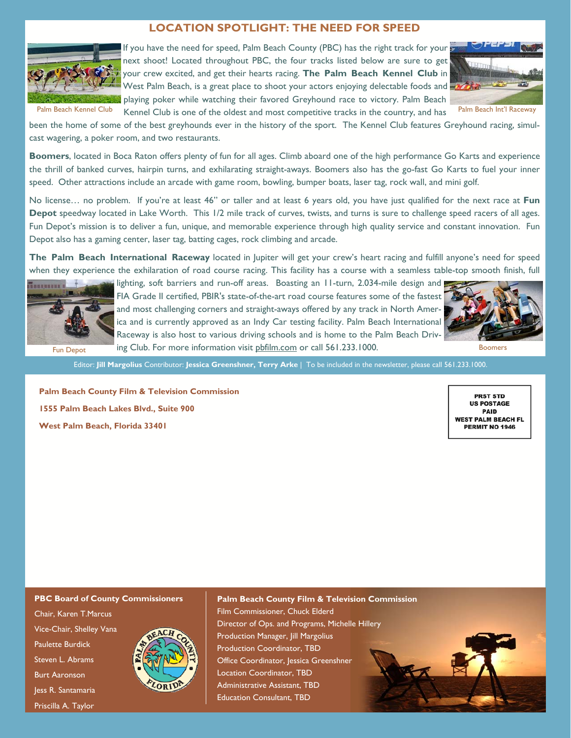## LOCATION SPOTLIGHT: THE NEED FOR SPEED

Palm Beach Kennel Club

Palm Beach Int'l Raceway

If you have the need for speed, Palm Beach County (PBC) has the right track for your next shoot! Located throughout PBC, the four tracks listed below are sure to get your crew excited, and get their hearts racing. **The Palm Beach Kennel Club** in West Palm Beach, is a great place to shoot your actors enjoying delectable foods and playing poker while watching their favored Greyhound race to victory. Palm Beach Kennel Club is one of the oldest and most competitive tracks in the country, and has been the home of some of the best greyhounds ever in the history of the sport. The Kennel Club features Greyhound racing, simulcast wagering, a poker room, and two restaurants.

**Boomers**, located in Boca Raton offers plenty of fun for all ages. Climb aboard one of the high performance Go Karts and experience the thrill of banked curves, hairpin turns, and exhilarating straight-aways. Boomers also has the go-fast Go Karts to fuel your inner speed. Other attractions include an arcade with game room, bowling, bumper boats, laser tag, rock wall, and mini golf.

No license… no problem. If you're at least 46" or taller and at least 6 years old, you have just qualified for the next race at **Fun Depot** speedway located in Lake Worth. This 1/2 mile track of curves, twists, and turns is sure to challenge speed racers of all ages. Fun Depot's mission is to deliver a fun, unique, and memorable experience through high quality service and constant innovation. Fun Depot also has a gaming center, laser tag, batting cages, rock climbing and arcade.

**The Palm Beach International Raceway** located in Jupiter will get your crew's heart racing and fulfill anyone's need for speed when they experience the exhilaration of road course racing. This facility has a course with a seamless table-top smooth finish, full lighting, soft barriers and run-off areas. Boasting an 11-turn, 2.034-mile design and FIA Grade II certified, PBIR's state-of-the-art road course features some of the fastest and most challenging corners and straight-aways offered by any track in North America and is currently approved as an Indy Car testing facility. Palm Beach International Raceway is also host to various driving schools and is home to the Palm Beach Driving Club. For more information visit pbfilm.com or call 561.233.1000.

Fun Depot

Boomers

Editor: **Jill Margolius** Contributor: **Jessica Greenshner, Terry Arke** | To be included in the newsletter, please call 561.233.1000.

**Palm Beach County Film & Television Commission**

**1555 Palm Beach Lakes Blvd., Suite 900**

**West Palm Beach, Florida 33401**

PRST STD
US POSTAGE
PAID
WEST PALM BEACH FL
PERMIT NO 1946

**PBC Board of County Commissioners**

Chair, Karen T.Marcus
Vice-Chair, Shelley Vana
Paulette Burdick
Steven L. Abrams
Burt Aaronson
Jess R. Santamaria
Priscilla A. Taylor

**Palm Beach County Film & Television Commission**

Film Commissioner, Chuck Elderd
Director of Ops. and Programs, Michelle Hillery
Production Manager, Jill Margolius
Production Coordinator, TBD
Office Coordinator, Jessica Greenshner
Location Coordinator, TBD
Administrative Assistant, TBD
Education Consultant, TBD